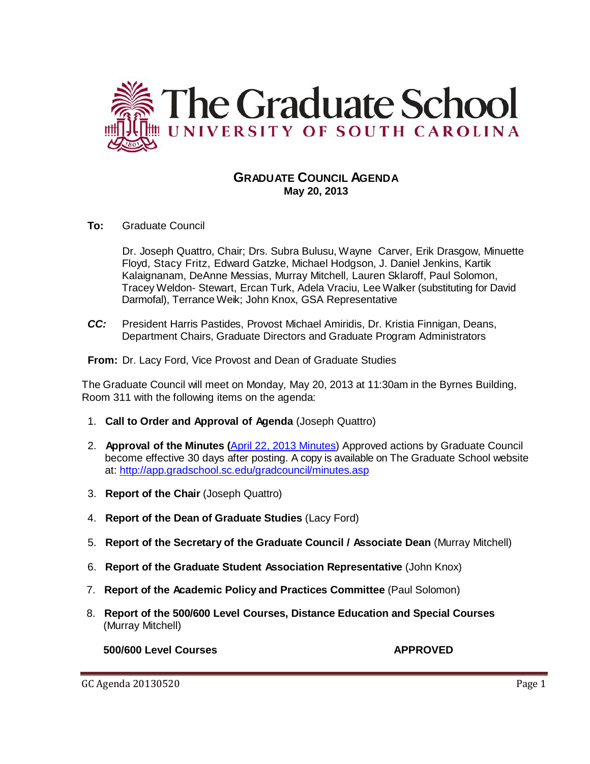# The Graduate School
## UNIVERSITY OF SOUTH CAROLINA

**GRADUATE COUNCIL AGENDA**
**May 20, 2013**

**To:** Graduate Council

Dr. Joseph Quattro, Chair; Drs. Subra Bulusu, Wayne Carver, Erik Drasgow, Minuette Floyd, Stacy Fritz, Edward Gatzke, Michael Hodgson, J. Daniel Jenkins, Kartik Kalaignanam, DeAnne Messias, Murray Mitchell, Lauren Sklaroff, Paul Solomon, Tracey Weldon- Stewart, Ercan Turk, Adela Vraciu, Lee Walker (substituting for David Darmofal), Terrance Weik; John Knox, GSA Representative

***CC:*** President Harris Pastides, Provost Michael Amiridis, Dr. Kristia Finnigan, Deans, Department Chairs, Graduate Directors and Graduate Program Administrators

**From:** Dr. Lacy Ford, Vice Provost and Dean of Graduate Studies

The Graduate Council will meet on Monday, May 20, 2013 at 11:30am in the Byrnes Building, Room 311 with the following items on the agenda:

1. **Call to Order and Approval of Agenda** (Joseph Quattro)
2. **Approval of the Minutes (**[April 22, 2013 Minutes](April 22, 2013 Minutes)) Approved actions by Graduate Council become effective 30 days after posting. A copy is available on The Graduate School website at: http://app.gradschool.sc.edu/gradcouncil/minutes.asp
3. **Report of the Chair** (Joseph Quattro)
4. **Report of the Dean of Graduate Studies** (Lacy Ford)
5. **Report of the Secretary of the Graduate Council / Associate Dean** (Murray Mitchell)
6. **Report of the Graduate Student Association Representative** (John Knox)
7. **Report of the Academic Policy and Practices Committee** (Paul Solomon)
8. **Report of the 500/600 Level Courses, Distance Education and Special Courses** (Murray Mitchell)

**500/600 Level Courses** **APPROVED**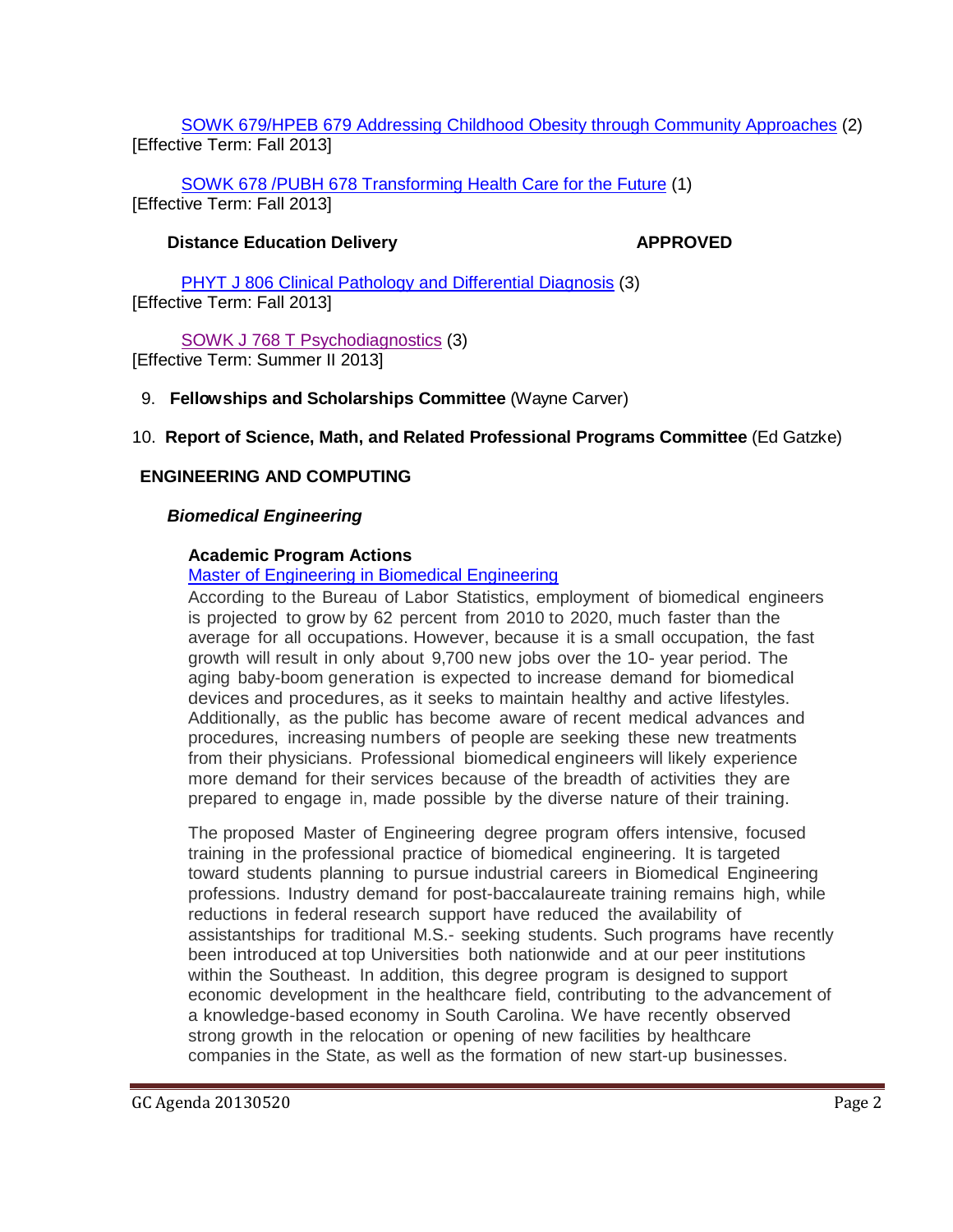SOWK 679/HPEB 679 Addressing Childhood Obesity through Community Approaches (2)
[Effective Term: Fall 2013]

SOWK 678 /PUBH 678 Transforming Health Care for the Future (1)
[Effective Term: Fall 2013]

**Distance Education Delivery** **APPROVED**

PHYT J 806 Clinical Pathology and Differential Diagnosis (3)
[Effective Term: Fall 2013]

SOWK J 768 T Psychodiagnostics (3)
[Effective Term: Summer II 2013]

9. **Fellowships and Scholarships Committee** (Wayne Carver)

10. **Report of Science, Math, and Related Professional Programs Committee** (Ed Gatzke)

## ENGINEERING AND COMPUTING

### *Biomedical Engineering*

**Academic Program Actions**

Master of Engineering in Biomedical Engineering

According to the Bureau of Labor Statistics, employment of biomedical engineers is projected to grow by 62 percent from 2010 to 2020, much faster than the average for all occupations. However, because it is a small occupation, the fast growth will result in only about 9,700 new jobs over the 10- year period. The aging baby-boom generation is expected to increase demand for biomedical devices and procedures, as it seeks to maintain healthy and active lifestyles. Additionally, as the public has become aware of recent medical advances and procedures, increasing numbers of people are seeking these new treatments from their physicians. Professional biomedical engineers will likely experience more demand for their services because of the breadth of activities they are prepared to engage in, made possible by the diverse nature of their training.

The proposed Master of Engineering degree program offers intensive, focused training in the professional practice of biomedical engineering. It is targeted toward students planning to pursue industrial careers in Biomedical Engineering professions. Industry demand for post-baccalaureate training remains high, while reductions in federal research support have reduced the availability of assistantships for traditional M.S.- seeking students. Such programs have recently been introduced at top Universities both nationwide and at our peer institutions within the Southeast. In addition, this degree program is designed to support economic development in the healthcare field, contributing to the advancement of a knowledge-based economy in South Carolina. We have recently observed strong growth in the relocation or opening of new facilities by healthcare companies in the State, as well as the formation of new start-up businesses.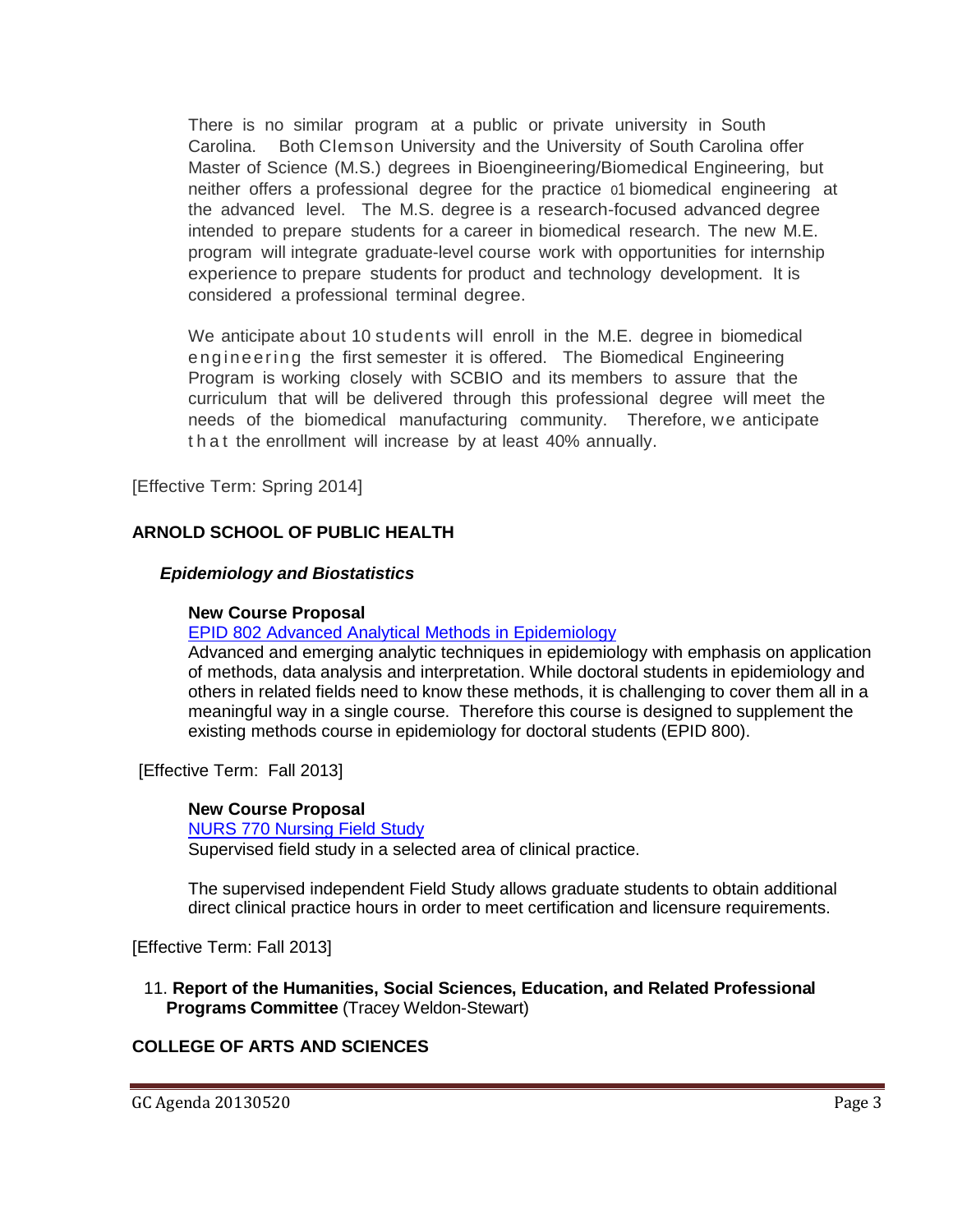There is no similar program at a public or private university in South Carolina. Both Clemson University and the University of South Carolina offer Master of Science (M.S.) degrees in Bioengineering/Biomedical Engineering, but neither offers a professional degree for the practice 01 biomedical engineering at the advanced level. The M.S. degree is a research-focused advanced degree intended to prepare students for a career in biomedical research. The new M.E. program will integrate graduate-level course work with opportunities for internship experience to prepare students for product and technology development. It is considered a professional terminal degree.

We anticipate about 10 students will enroll in the M.E. degree in biomedical engineering the first semester it is offered. The Biomedical Engineering Program is working closely with SCBIO and its members to assure that the curriculum that will be delivered through this professional degree will meet the needs of the biomedical manufacturing community. Therefore, we anticipate that the enrollment will increase by at least 40% annually.

[Effective Term: Spring 2014]

## ARNOLD SCHOOL OF PUBLIC HEALTH

### *Epidemiology and Biostatistics*

**New Course Proposal**

EPID 802 Advanced Analytical Methods in Epidemiology

Advanced and emerging analytic techniques in epidemiology with emphasis on application of methods, data analysis and interpretation. While doctoral students in epidemiology and others in related fields need to know these methods, it is challenging to cover them all in a meaningful way in a single course. Therefore this course is designed to supplement the existing methods course in epidemiology for doctoral students (EPID 800).

[Effective Term: Fall 2013]

**New Course Proposal**

NURS 770 Nursing Field Study

Supervised field study in a selected area of clinical practice.

The supervised independent Field Study allows graduate students to obtain additional direct clinical practice hours in order to meet certification and licensure requirements.

[Effective Term: Fall 2013]

11. **Report of the Humanities, Social Sciences, Education, and Related Professional Programs Committee** (Tracey Weldon-Stewart)

## COLLEGE OF ARTS AND SCIENCES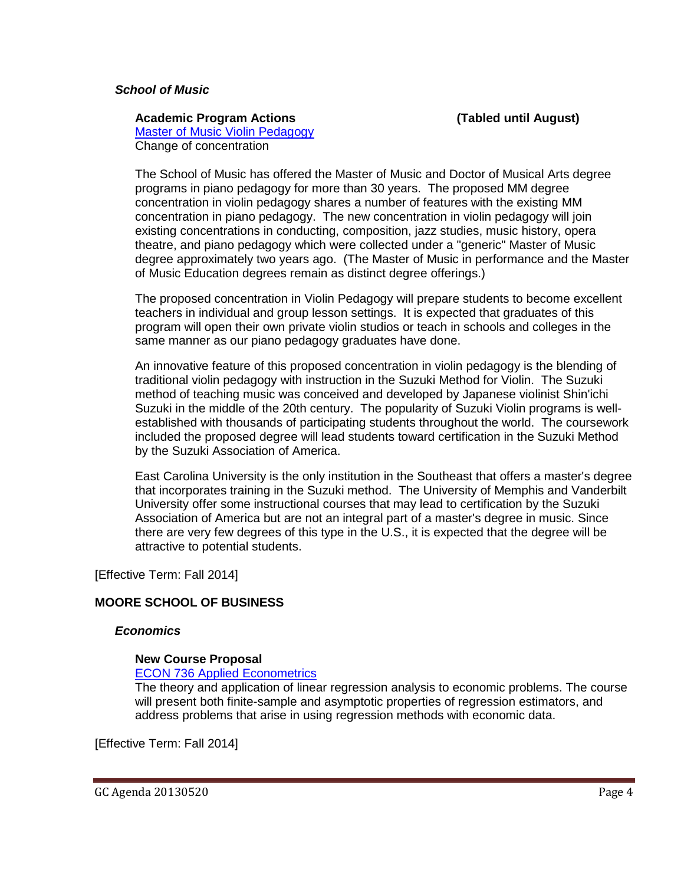### *School of Music*

**Academic Program Actions** **(Tabled until August)**

Master of Music Violin Pedagogy
Change of concentration

The School of Music has offered the Master of Music and Doctor of Musical Arts degree programs in piano pedagogy for more than 30 years. The proposed MM degree concentration in violin pedagogy shares a number of features with the existing MM concentration in piano pedagogy. The new concentration in violin pedagogy will join existing concentrations in conducting, composition, jazz studies, music history, opera theatre, and piano pedagogy which were collected under a "generic" Master of Music degree approximately two years ago. (The Master of Music in performance and the Master of Music Education degrees remain as distinct degree offerings.)

The proposed concentration in Violin Pedagogy will prepare students to become excellent teachers in individual and group lesson settings. It is expected that graduates of this program will open their own private violin studios or teach in schools and colleges in the same manner as our piano pedagogy graduates have done.

An innovative feature of this proposed concentration in violin pedagogy is the blending of traditional violin pedagogy with instruction in the Suzuki Method for Violin. The Suzuki method of teaching music was conceived and developed by Japanese violinist Shin'ichi Suzuki in the middle of the 20th century. The popularity of Suzuki Violin programs is well-established with thousands of participating students throughout the world. The coursework included the proposed degree will lead students toward certification in the Suzuki Method by the Suzuki Association of America.

East Carolina University is the only institution in the Southeast that offers a master's degree that incorporates training in the Suzuki method. The University of Memphis and Vanderbilt University offer some instructional courses that may lead to certification by the Suzuki Association of America but are not an integral part of a master's degree in music. Since there are very few degrees of this type in the U.S., it is expected that the degree will be attractive to potential students.

[Effective Term: Fall 2014]

## MOORE SCHOOL OF BUSINESS

### *Economics*

**New Course Proposal**

ECON 736 Applied Econometrics
The theory and application of linear regression analysis to economic problems. The course will present both finite-sample and asymptotic properties of regression estimators, and address problems that arise in using regression methods with economic data.

[Effective Term: Fall 2014]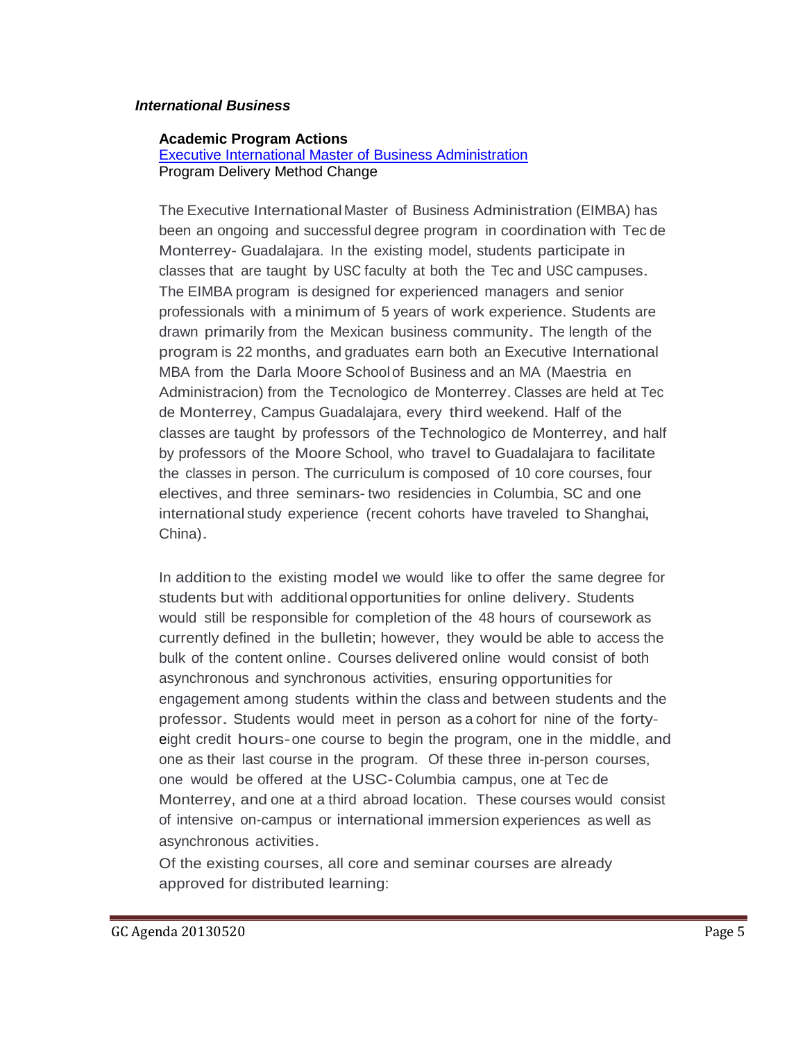### *International Business*

**Academic Program Actions**

[Executive International Master of Business Administration]

Program Delivery Method Change

The Executive International Master of Business Administration (EIMBA) has been an ongoing and successful degree program in coordination with Tec de Monterrey- Guadalajara. In the existing model, students participate in classes that are taught by USC faculty at both the Tec and USC campuses. The EIMBA program is designed for experienced managers and senior professionals with a minimum of 5 years of work experience. Students are drawn primarily from the Mexican business community. The length of the program is 22 months, and graduates earn both an Executive International MBA from the Darla Moore School of Business and an MA (Maestria en Administracion) from the Tecnologico de Monterrey. Classes are held at Tec de Monterrey, Campus Guadalajara, every third weekend. Half of the classes are taught by professors of the Technologico de Monterrey, and half by professors of the Moore School, who travel to Guadalajara to facilitate the classes in person. The curriculum is composed of 10 core courses, four electives, and three seminars- two residencies in Columbia, SC and one international study experience (recent cohorts have traveled to Shanghai, China).

In addition to the existing model we would like to offer the same degree for students but with additional opportunities for online delivery. Students would still be responsible for completion of the 48 hours of coursework as currently defined in the bulletin; however, they would be able to access the bulk of the content online. Courses delivered online would consist of both asynchronous and synchronous activities, ensuring opportunities for engagement among students within the class and between students and the professor. Students would meet in person as a cohort for nine of the forty-eight credit hours-one course to begin the program, one in the middle, and one as their last course in the program. Of these three in-person courses, one would be offered at the USC-Columbia campus, one at Tec de Monterrey, and one at a third abroad location. These courses would consist of intensive on-campus or international immersion experiences as well as asynchronous activities.

Of the existing courses, all core and seminar courses are already approved for distributed learning: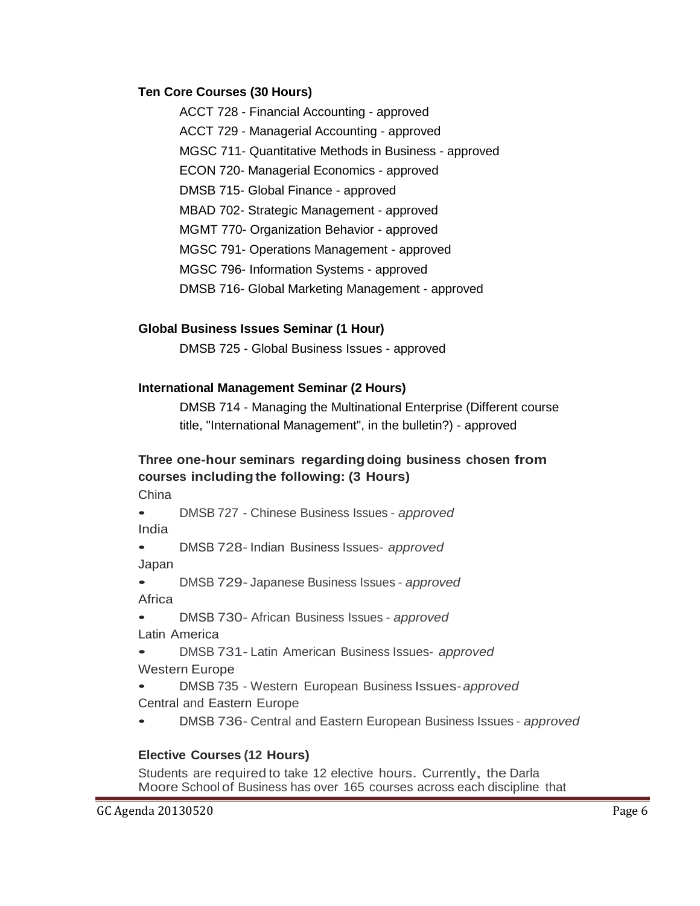**Ten Core Courses (30 Hours)**

ACCT 728 - Financial Accounting - approved

ACCT 729 - Managerial Accounting - approved

MGSC 711- Quantitative Methods in Business - approved

ECON 720- Managerial Economics - approved

DMSB 715- Global Finance - approved

MBAD 702- Strategic Management - approved

MGMT 770- Organization Behavior - approved

MGSC 791- Operations Management - approved

MGSC 796- Information Systems - approved

DMSB 716- Global Marketing Management - approved

**Global Business Issues Seminar (1 Hour)**

DMSB 725 - Global Business Issues - approved

**International Management Seminar (2 Hours)**

DMSB 714 - Managing the Multinational Enterprise (Different course title, "International Management", in the bulletin?) - approved

**Three one-hour seminars regarding doing business chosen from courses including the following: (3 Hours)**

China

- DMSB 727 - Chinese Business Issues - *approved*

India

- DMSB 728- Indian Business Issues- *approved*

Japan

- DMSB 729- Japanese Business Issues - *approved*

Africa

- DMSB 730- African Business Issues - *approved*

Latin America

- DMSB 731- Latin American Business Issues- *approved*

Western Europe

- DMSB 735 - Western European Business Issues- *approved*

Central and Eastern Europe

- DMSB 736- Central and Eastern European Business Issues - *approved*

**Elective Courses (12 Hours)**

Students are required to take 12 elective hours. Currently, the Darla Moore School of Business has over 165 courses across each discipline that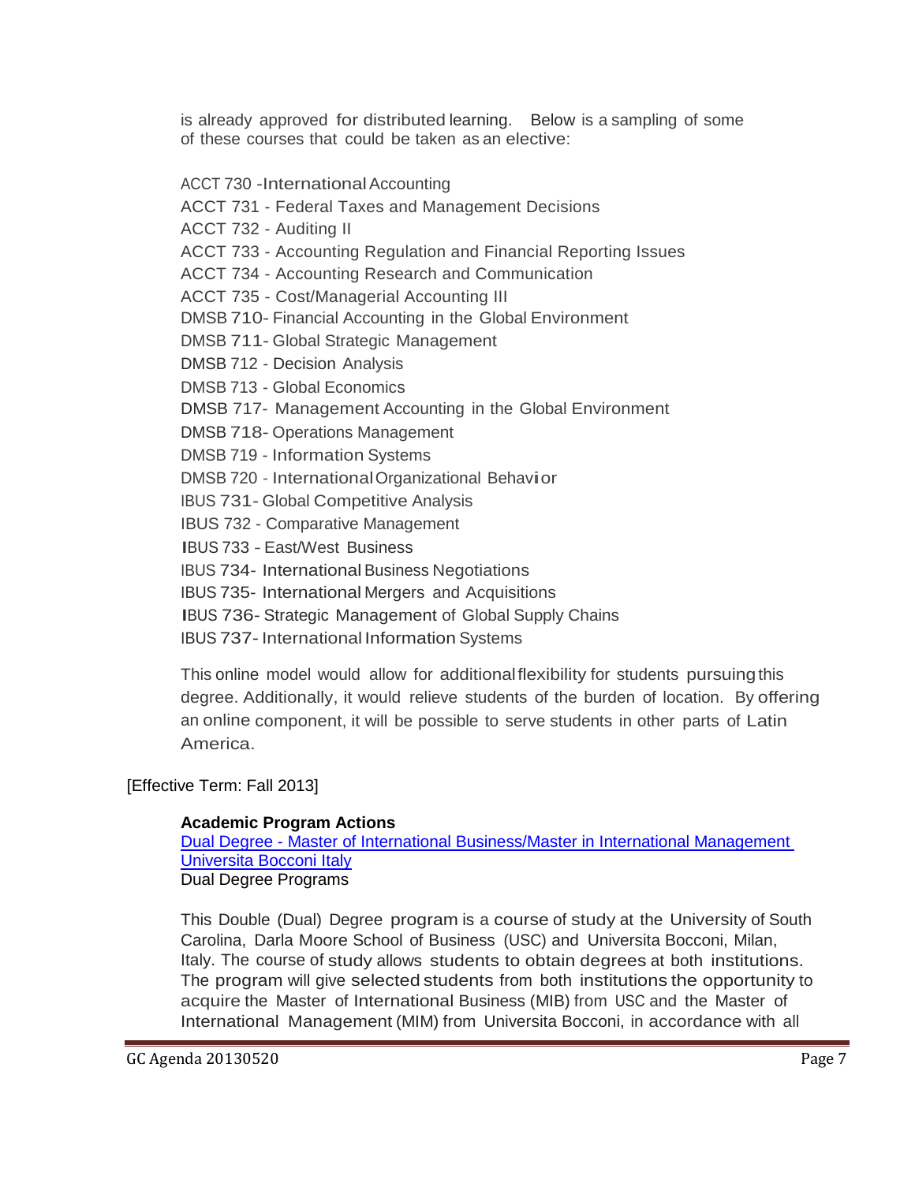is already approved for distributed learning. Below is a sampling of some of these courses that could be taken as an elective:

ACCT 730 - International Accounting
ACCT 731 - Federal Taxes and Management Decisions
ACCT 732 - Auditing II
ACCT 733 - Accounting Regulation and Financial Reporting Issues
ACCT 734 - Accounting Research and Communication
ACCT 735 - Cost/Managerial Accounting III
DMSB 710- Financial Accounting in the Global Environment
DMSB 711- Global Strategic Management
DMSB 712 - Decision Analysis
DMSB 713 - Global Economics
DMSB 717- Management Accounting in the Global Environment
DMSB 718- Operations Management
DMSB 719 - Information Systems
DMSB 720 - International Organizational Behavior
IBUS 731- Global Competitive Analysis
IBUS 732 - Comparative Management
IBUS 733 - East/West Business
IBUS 734- International Business Negotiations
IBUS 735- International Mergers and Acquisitions
IBUS 736- Strategic Management of Global Supply Chains
IBUS 737- International Information Systems

This online model would allow for additional flexibility for students pursuing this degree. Additionally, it would relieve students of the burden of location. By offering an online component, it will be possible to serve students in other parts of Latin America.

[Effective Term: Fall 2013]

**Academic Program Actions**
Dual Degree - Master of International Business/Master in International Management Universita Bocconi Italy
Dual Degree Programs

This Double (Dual) Degree program is a course of study at the University of South Carolina, Darla Moore School of Business (USC) and Universita Bocconi, Milan, Italy. The course of study allows students to obtain degrees at both institutions. The program will give selected students from both institutions the opportunity to acquire the Master of International Business (MIB) from USC and the Master of International Management (MIM) from Universita Bocconi, in accordance with all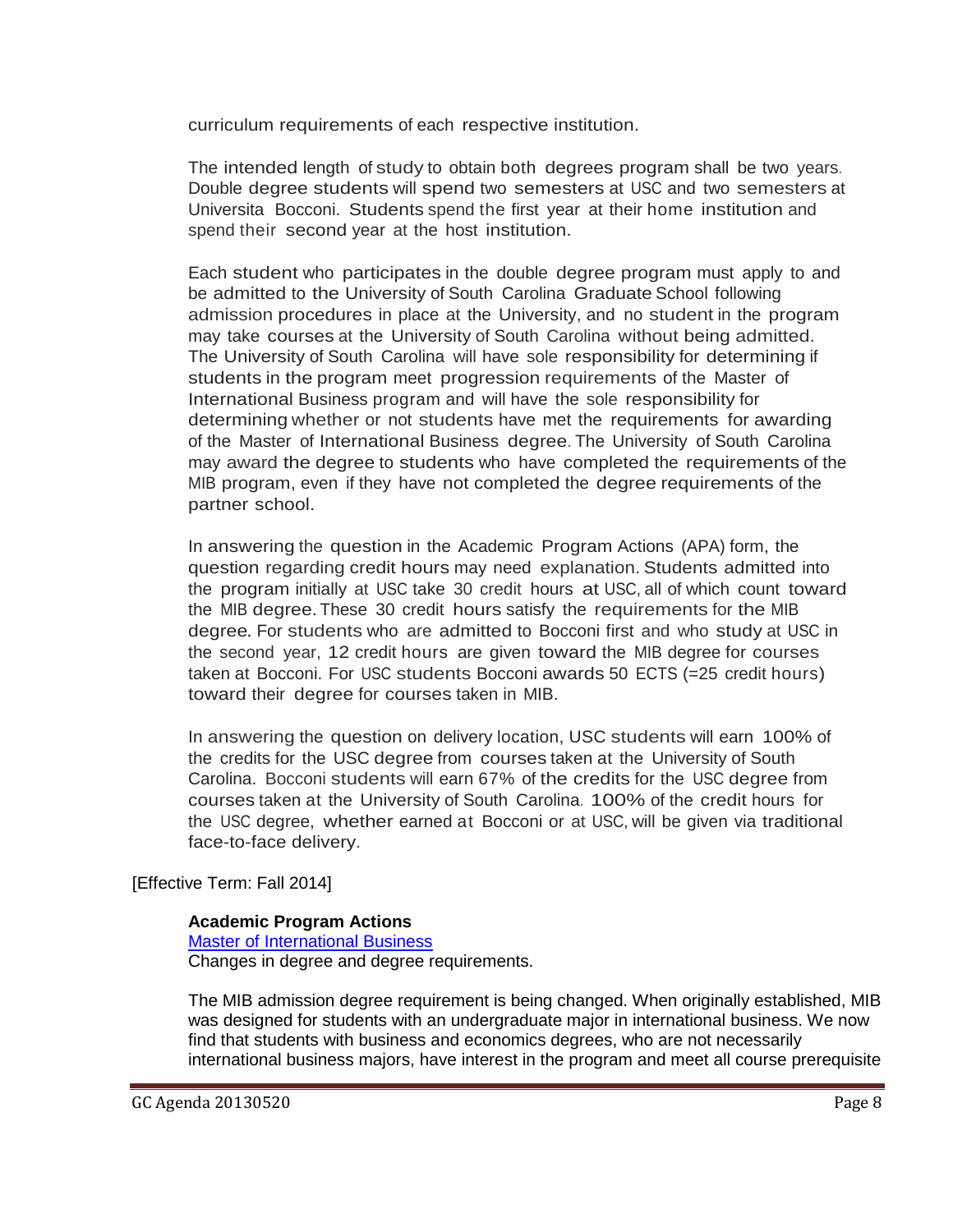curriculum requirements of each respective institution.

The intended length of study to obtain both degrees program shall be two years. Double degree students will spend two semesters at USC and two semesters at Universita Bocconi. Students spend the first year at their home institution and spend their second year at the host institution.

Each student who participates in the double degree program must apply to and be admitted to the University of South Carolina Graduate School following admission procedures in place at the University, and no student in the program may take courses at the University of South Carolina without being admitted. The University of South Carolina will have sole responsibility for determining if students in the program meet progression requirements of the Master of International Business program and will have the sole responsibility for determining whether or not students have met the requirements for awarding of the Master of International Business degree. The University of South Carolina may award the degree to students who have completed the requirements of the MIB program, even if they have not completed the degree requirements of the partner school.

In answering the question in the Academic Program Actions (APA) form, the question regarding credit hours may need explanation. Students admitted into the program initially at USC take 30 credit hours at USC, all of which count toward the MIB degree. These 30 credit hours satisfy the requirements for the MIB degree. For students who are admitted to Bocconi first and who study at USC in the second year, 12 credit hours are given toward the MIB degree for courses taken at Bocconi. For USC students Bocconi awards 50 ECTS (=25 credit hours) toward their degree for courses taken in MIB.

In answering the question on delivery location, USC students will earn 100% of the credits for the USC degree from courses taken at the University of South Carolina. Bocconi students will earn 67% of the credits for the USC degree from courses taken at the University of South Carolina. 100% of the credit hours for the USC degree, whether earned at Bocconi or at USC, will be given via traditional face-to-face delivery.

[Effective Term: Fall 2014]

**Academic Program Actions**

Master of International Business

Changes in degree and degree requirements.

The MIB admission degree requirement is being changed. When originally established, MIB was designed for students with an undergraduate major in international business. We now find that students with business and economics degrees, who are not necessarily international business majors, have interest in the program and meet all course prerequisite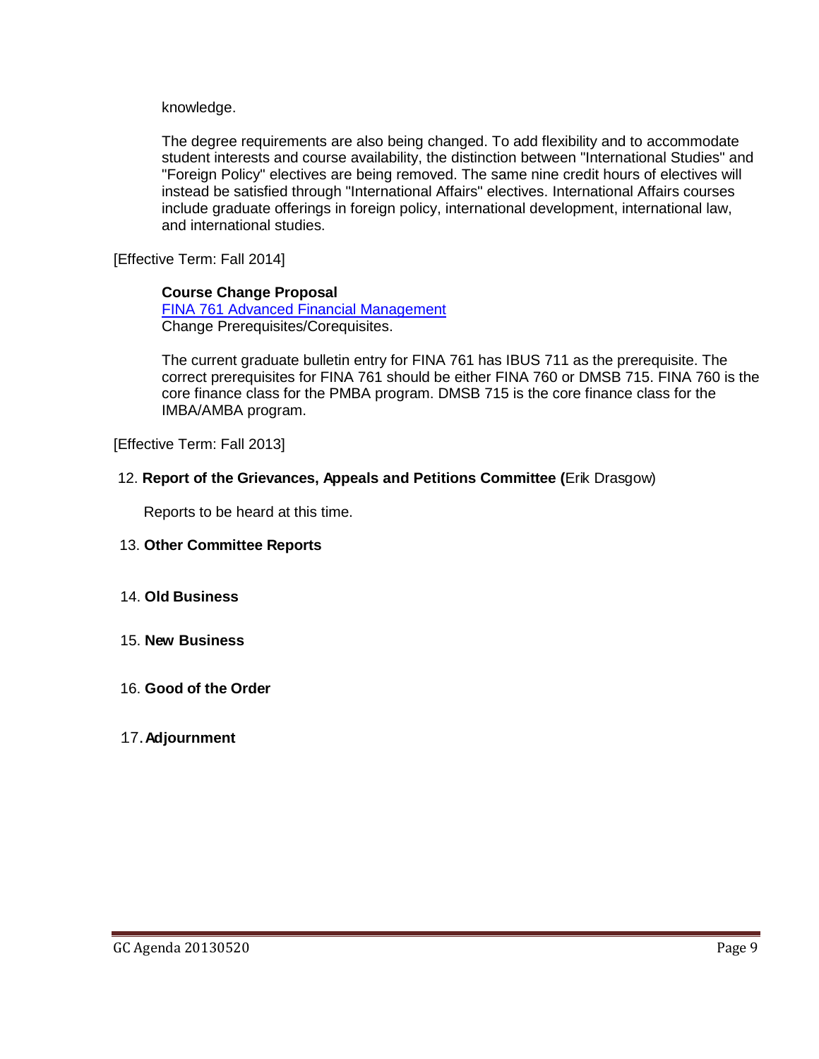knowledge.

The degree requirements are also being changed. To add flexibility and to accommodate student interests and course availability, the distinction between "International Studies" and "Foreign Policy" electives are being removed. The same nine credit hours of electives will instead be satisfied through "International Affairs" electives. International Affairs courses include graduate offerings in foreign policy, international development, international law, and international studies.

[Effective Term: Fall 2014]

**Course Change Proposal**
FINA 761 Advanced Financial Management
Change Prerequisites/Corequisites.

The current graduate bulletin entry for FINA 761 has IBUS 711 as the prerequisite. The correct prerequisites for FINA 761 should be either FINA 760 or DMSB 715. FINA 760 is the core finance class for the PMBA program. DMSB 715 is the core finance class for the IMBA/AMBA program.

[Effective Term: Fall 2013]

12. **Report of the Grievances, Appeals and Petitions Committee (**Erik Drasgow)

Reports to be heard at this time.

13. **Other Committee Reports**

14. **Old Business**

15. **New Business**

16. **Good of the Order**

17. **Adjournment**